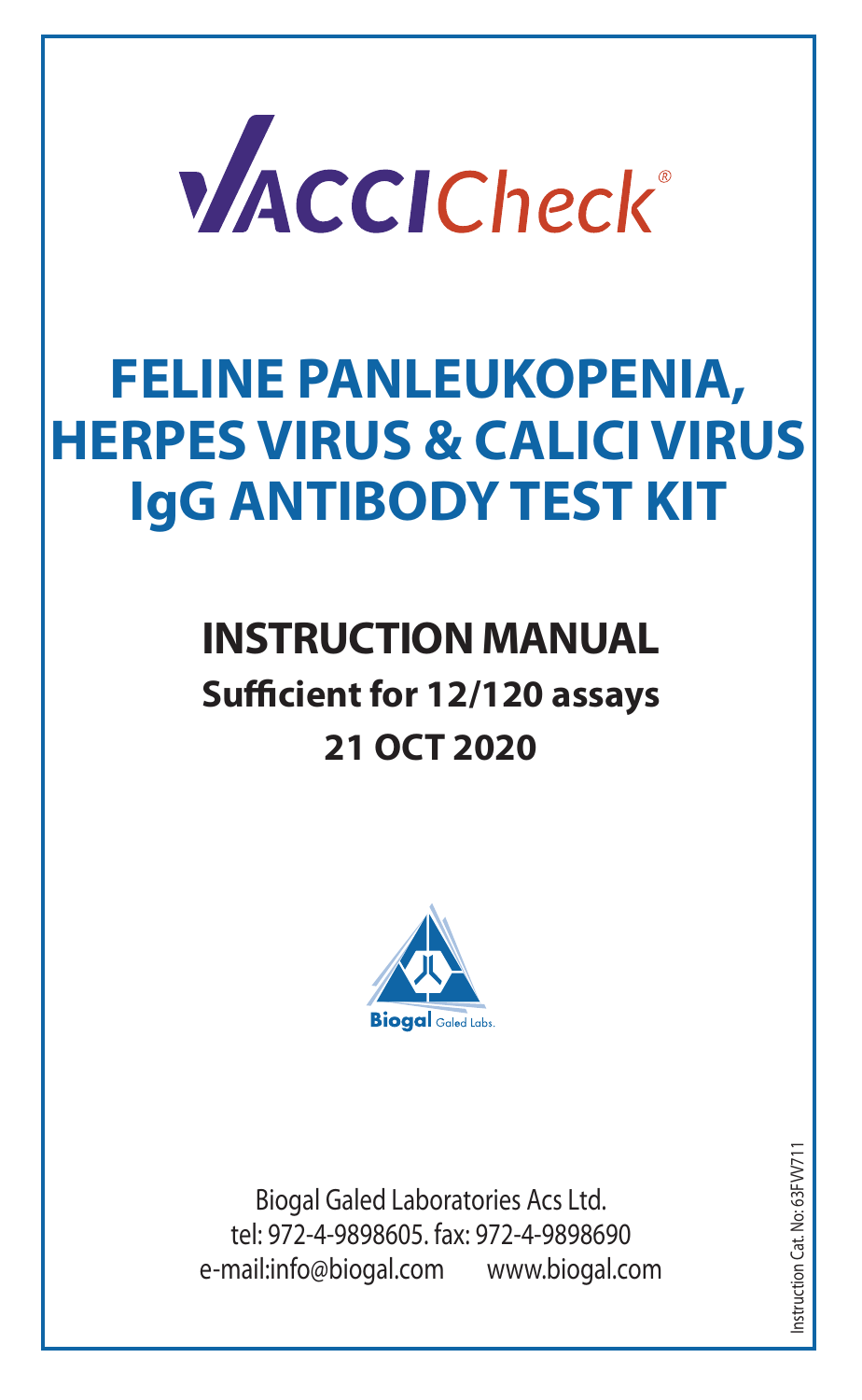# VACCICheck®

# FELINE PANLEUKOPENIA, HERPES VIRUS & CALICI VIRUS IgG ANTIBODY TEST KIT

## INSTRUCTION MANUAL

**Sufficient for 12/120 assays**

**21 OCT 2020**

Biogal Galed Labs.

Biogal Galed Laboratories Acs Ltd.
tel: 972-4-9898605. fax: 972-4-9898690
e-mail:info@biogal.com www.biogal.com

Instruction Cat. No: 63FVV711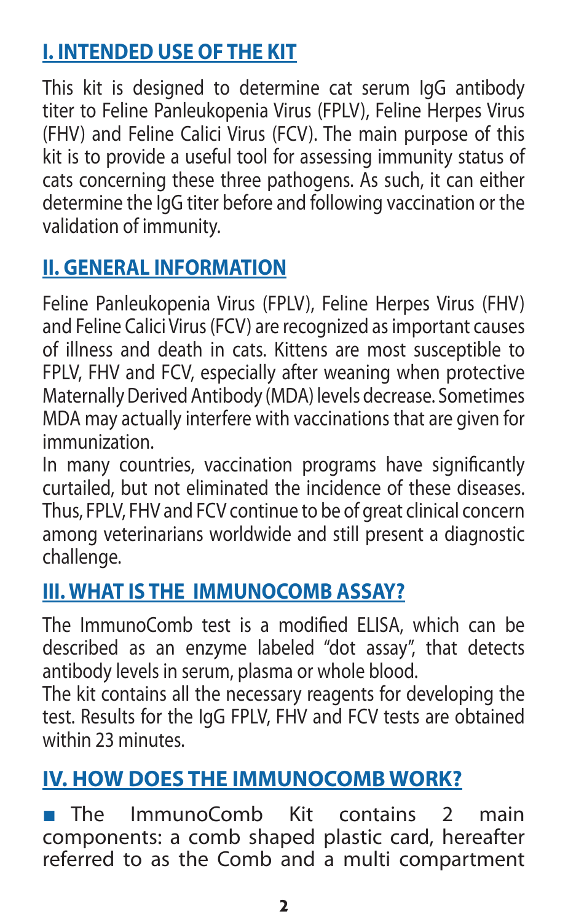## I. INTENDED USE OF THE KIT

This kit is designed to determine cat serum IgG antibody titer to Feline Panleukopenia Virus (FPLV), Feline Herpes Virus (FHV) and Feline Calici Virus (FCV). The main purpose of this kit is to provide a useful tool for assessing immunity status of cats concerning these three pathogens. As such, it can either determine the IgG titer before and following vaccination or the validation of immunity.

## II. GENERAL INFORMATION

Feline Panleukopenia Virus (FPLV), Feline Herpes Virus (FHV) and Feline Calici Virus (FCV) are recognized as important causes of illness and death in cats. Kittens are most susceptible to FPLV, FHV and FCV, especially after weaning when protective Maternally Derived Antibody (MDA) levels decrease. Sometimes MDA may actually interfere with vaccinations that are given for immunization.

In many countries, vaccination programs have significantly curtailed, but not eliminated the incidence of these diseases. Thus, FPLV, FHV and FCV continue to be of great clinical concern among veterinarians worldwide and still present a diagnostic challenge.

## III. WHAT IS THE IMMUNOCOMB ASSAY?

The ImmunoComb test is a modified ELISA, which can be described as an enzyme labeled "dot assay", that detects antibody levels in serum, plasma or whole blood.

The kit contains all the necessary reagents for developing the test. Results for the IgG FPLV, FHV and FCV tests are obtained within 23 minutes.

## IV. HOW DOES THE IMMUNOCOMB WORK?

- The ImmunoComb Kit contains 2 main components: a comb shaped plastic card, hereafter referred to as the Comb and a multi compartment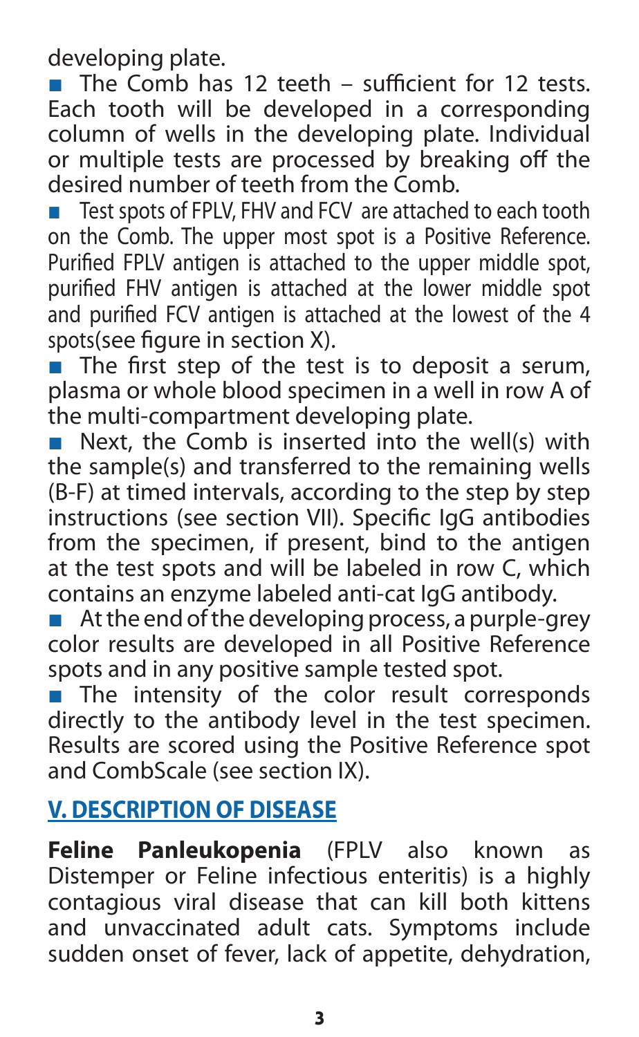developing plate.

- The Comb has 12 teeth – sufficient for 12 tests. Each tooth will be developed in a corresponding column of wells in the developing plate. Individual or multiple tests are processed by breaking off the desired number of teeth from the Comb.
- Test spots of FPLV, FHV and FCV are attached to each tooth on the Comb. The upper most spot is a Positive Reference. Purified FPLV antigen is attached to the upper middle spot, purified FHV antigen is attached at the lower middle spot and purified FCV antigen is attached at the lowest of the 4 spots(see figure in section X).
- The first step of the test is to deposit a serum, plasma or whole blood specimen in a well in row A of the multi-compartment developing plate.
- Next, the Comb is inserted into the well(s) with the sample(s) and transferred to the remaining wells (B-F) at timed intervals, according to the step by step instructions (see section VII). Specific IgG antibodies from the specimen, if present, bind to the antigen at the test spots and will be labeled in row C, which contains an enzyme labeled anti-cat IgG antibody.
- At the end of the developing process, a purple-grey color results are developed in all Positive Reference spots and in any positive sample tested spot.
- The intensity of the color result corresponds directly to the antibody level in the test specimen. Results are scored using the Positive Reference spot and CombScale (see section IX).

## V. DESCRIPTION OF DISEASE

**Feline Panleukopenia** (FPLV also known as Distemper or Feline infectious enteritis) is a highly contagious viral disease that can kill both kittens and unvaccinated adult cats. Symptoms include sudden onset of fever, lack of appetite, dehydration,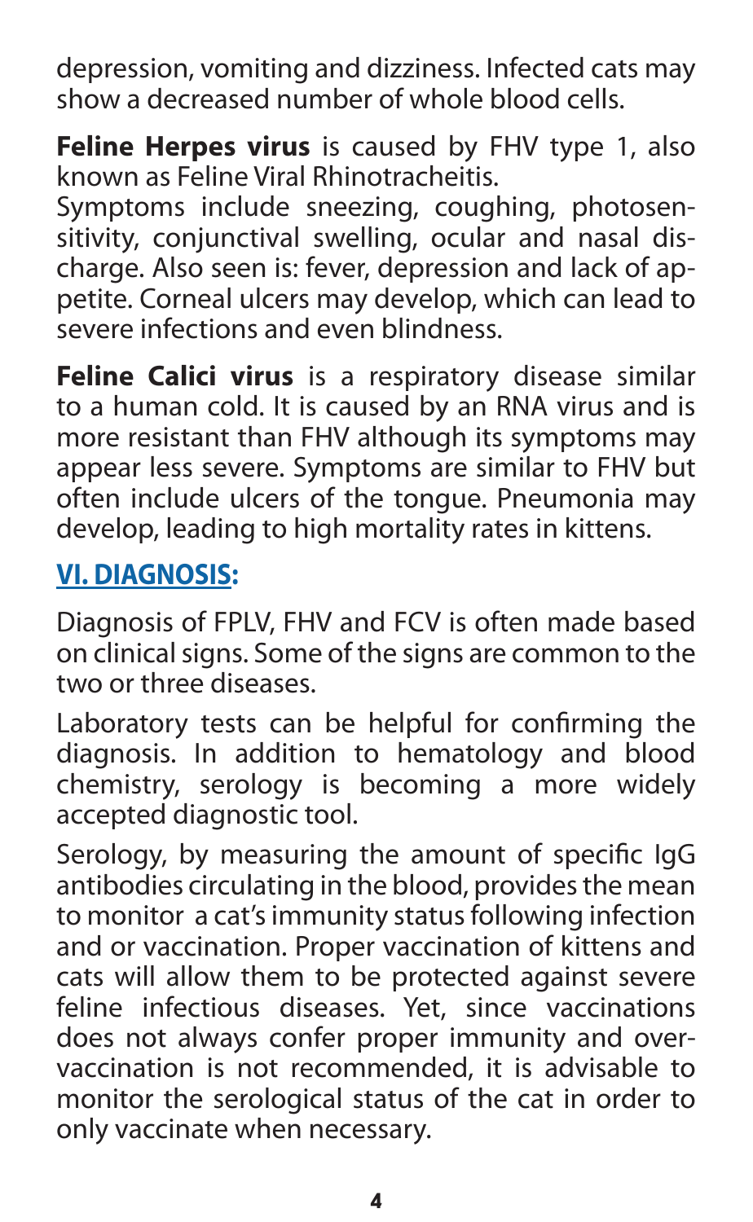depression, vomiting and dizziness. Infected cats may show a decreased number of whole blood cells.

**Feline Herpes virus** is caused by FHV type 1, also known as Feline Viral Rhinotracheitis.

Symptoms include sneezing, coughing, photosensitivity, conjunctival swelling, ocular and nasal discharge. Also seen is: fever, depression and lack of appetite. Corneal ulcers may develop, which can lead to severe infections and even blindness.

**Feline Calici virus** is a respiratory disease similar to a human cold. It is caused by an RNA virus and is more resistant than FHV although its symptoms may appear less severe. Symptoms are similar to FHV but often include ulcers of the tongue. Pneumonia may develop, leading to high mortality rates in kittens.

## VI. DIAGNOSIS:

Diagnosis of FPLV, FHV and FCV is often made based on clinical signs. Some of the signs are common to the two or three diseases.

Laboratory tests can be helpful for confirming the diagnosis. In addition to hematology and blood chemistry, serology is becoming a more widely accepted diagnostic tool.

Serology, by measuring the amount of specific IgG antibodies circulating in the blood, provides the mean to monitor a cat's immunity status following infection and or vaccination. Proper vaccination of kittens and cats will allow them to be protected against severe feline infectious diseases. Yet, since vaccinations does not always confer proper immunity and over-vaccination is not recommended, it is advisable to monitor the serological status of the cat in order to only vaccinate when necessary.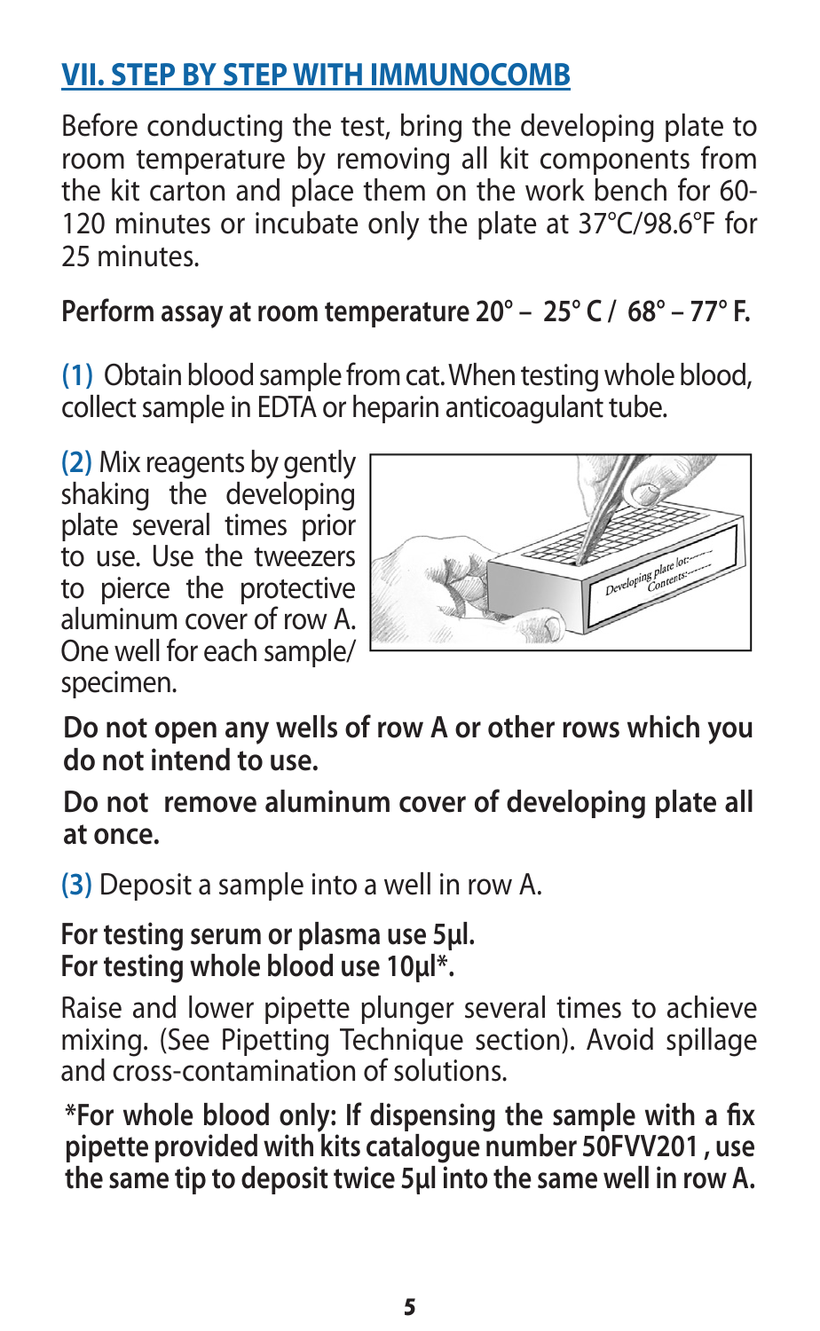## VII. STEP BY STEP WITH IMMUNOCOMB

Before conducting the test, bring the developing plate to room temperature by removing all kit components from the kit carton and place them on the work bench for 60-120 minutes or incubate only the plate at 37°C/98.6°F for 25 minutes.

**Perform assay at room temperature 20° – 25° C / 68° – 77° F.**

**(1)** Obtain blood sample from cat. When testing whole blood, collect sample in EDTA or heparin anticoagulant tube.

**(2)** Mix reagents by gently shaking the developing plate several times prior to use. Use the tweezers to pierce the protective aluminum cover of row A. One well for each sample/ specimen.

**Do not open any wells of row A or other rows which you do not intend to use.**

**Do not remove aluminum cover of developing plate all at once.**

**(3)** Deposit a sample into a well in row A.

**For testing serum or plasma use 5µl.**
**For testing whole blood use 10µl*.**

Raise and lower pipette plunger several times to achieve mixing. (See Pipetting Technique section). Avoid spillage and cross-contamination of solutions.

**\*For whole blood only: If dispensing the sample with a fix pipette provided with kits catalogue number 50FVV201 , use the same tip to deposit twice 5µl into the same well in row A.**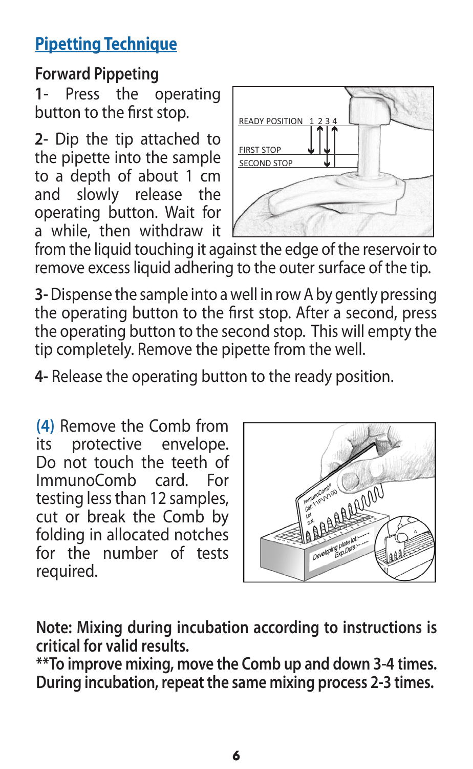## Pipetting Technique

### Forward Pippeting

**1-** Press the operating button to the first stop.

**2-** Dip the tip attached to the pipette into the sample to a depth of about 1 cm and slowly release the operating button. Wait for a while, then withdraw it from the liquid touching it against the edge of the reservoir to remove excess liquid adhering to the outer surface of the tip.

**3-** Dispense the sample into a well in row A by gently pressing the operating button to the first stop. After a second, press the operating button to the second stop. This will empty the tip completely. Remove the pipette from the well.

**4-** Release the operating button to the ready position.

**(4)** Remove the Comb from its protective envelope. Do not touch the teeth of ImmunoComb card. For testing less than 12 samples, cut or break the Comb by folding in allocated notches for the number of tests required.

**Note: Mixing during incubation according to instructions is critical for valid results.**

**\*\*To improve mixing, move the Comb up and down 3-4 times. During incubation, repeat the same mixing process 2-3 times.**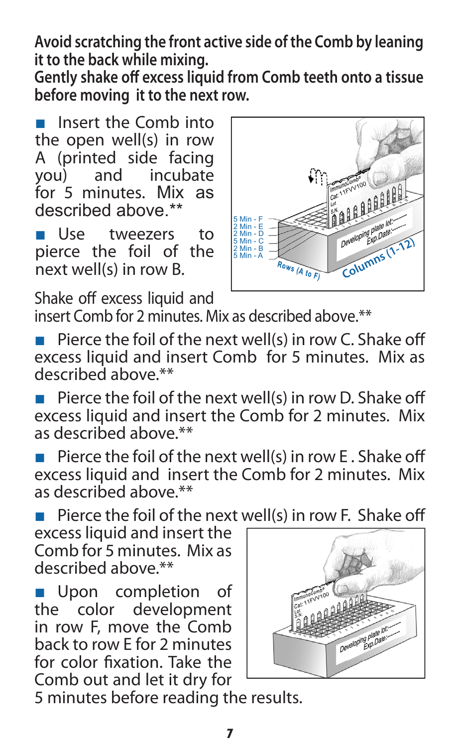**Avoid scratching the front active side of the Comb by leaning it to the back while mixing.**
**Gently shake off excess liquid from Comb teeth onto a tissue before moving it to the next row.**

■ Insert the Comb into the open well(s) in row A (printed side facing you) and incubate for 5 minutes. Mix as described above.**

■ Use tweezers to pierce the foil of the next well(s) in row B.

Shake off excess liquid and insert Comb for 2 minutes. Mix as described above.**

■ Pierce the foil of the next well(s) in row C. Shake off excess liquid and insert Comb for 5 minutes. Mix as described above.**

■ Pierce the foil of the next well(s) in row D. Shake off excess liquid and insert the Comb for 2 minutes. Mix as described above.**

■ Pierce the foil of the next well(s) in row E . Shake off excess liquid and insert the Comb for 2 minutes. Mix as described above.**

■ Pierce the foil of the next well(s) in row F. Shake off excess liquid and insert the Comb for 5 minutes. Mix as described above.**

■ Upon completion of the color development in row F, move the Comb back to row E for 2 minutes for color fixation. Take the Comb out and let it dry for 5 minutes before reading the results.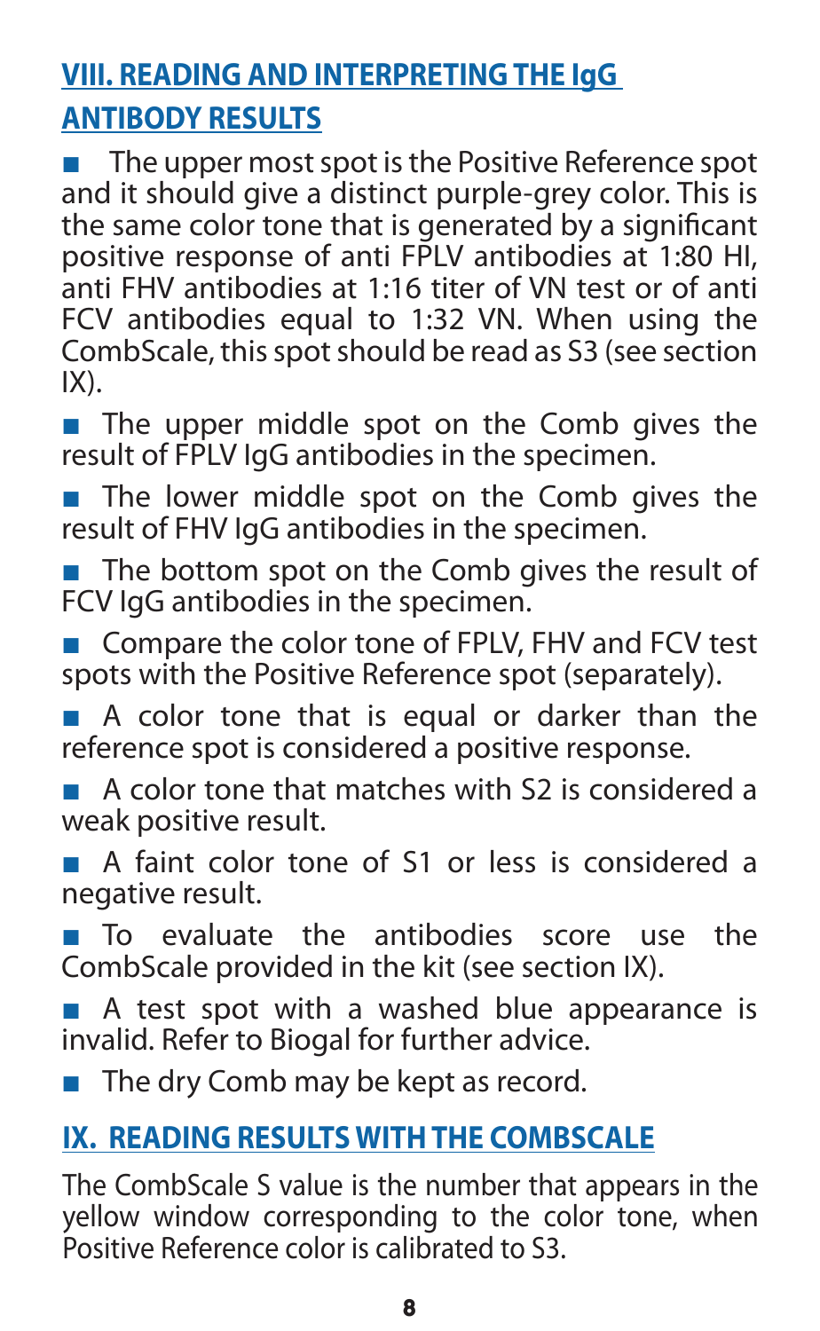## VIII. READING AND INTERPRETING THE IgG ANTIBODY RESULTS

- The upper most spot is the Positive Reference spot and it should give a distinct purple-grey color. This is the same color tone that is generated by a significant positive response of anti FPLV antibodies at 1:80 HI, anti FHV antibodies at 1:16 titer of VN test or of anti FCV antibodies equal to 1:32 VN. When using the CombScale, this spot should be read as S3 (see section IX).
- The upper middle spot on the Comb gives the result of FPLV IgG antibodies in the specimen.
- The lower middle spot on the Comb gives the result of FHV IgG antibodies in the specimen.
- The bottom spot on the Comb gives the result of FCV IgG antibodies in the specimen.
- Compare the color tone of FPLV, FHV and FCV test spots with the Positive Reference spot (separately).
- A color tone that is equal or darker than the reference spot is considered a positive response.
- A color tone that matches with S2 is considered a weak positive result.
- A faint color tone of S1 or less is considered a negative result.
- To evaluate the antibodies score use the CombScale provided in the kit (see section IX).
- A test spot with a washed blue appearance is invalid. Refer to Biogal for further advice.
- The dry Comb may be kept as record.

## IX. READING RESULTS WITH THE COMBSCALE

The CombScale S value is the number that appears in the yellow window corresponding to the color tone, when Positive Reference color is calibrated to S3.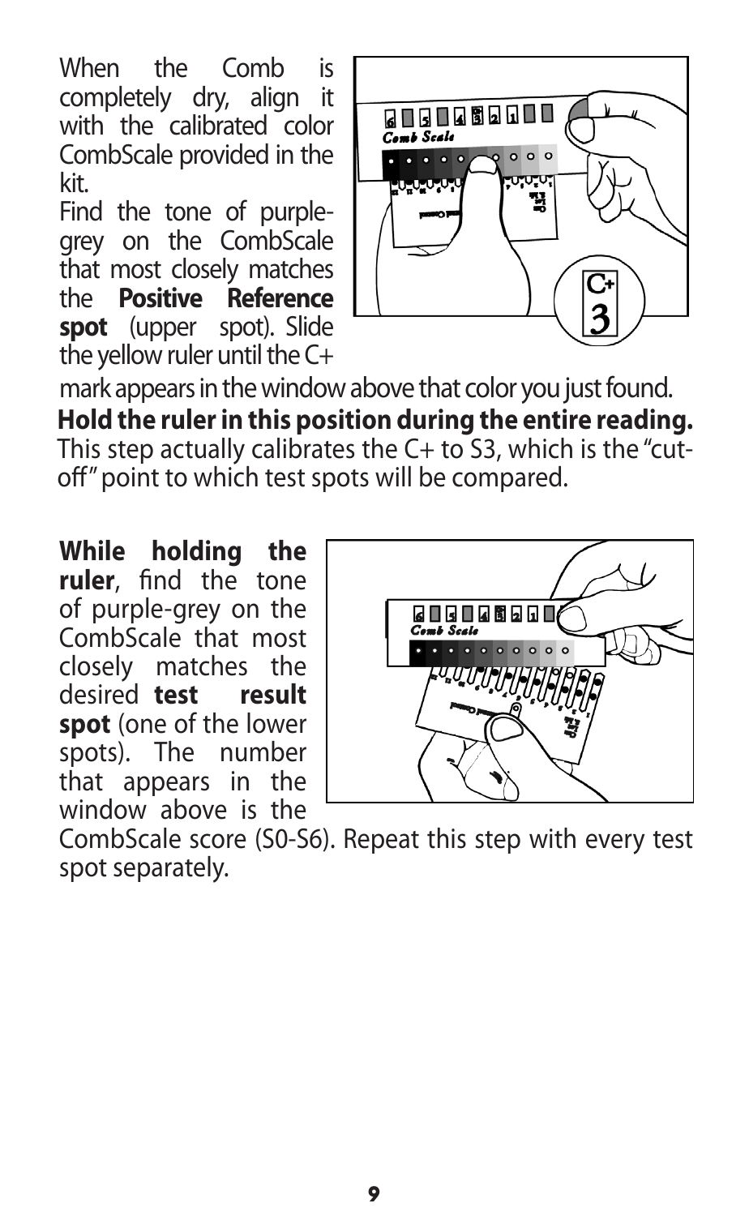When the Comb is completely dry, align it with the calibrated color CombScale provided in the kit.

Find the tone of purple-grey on the CombScale that most closely matches the **Positive Reference spot** (upper spot). Slide the yellow ruler until the C+ mark appears in the window above that color you just found.

**Hold the ruler in this position during the entire reading.** This step actually calibrates the C+ to S3, which is the "cut-off" point to which test spots will be compared.

**While holding the ruler**, find the tone of purple-grey on the CombScale that most closely matches the desired **test result spot** (one of the lower spots). The number that appears in the window above is the CombScale score (S0-S6). Repeat this step with every test spot separately.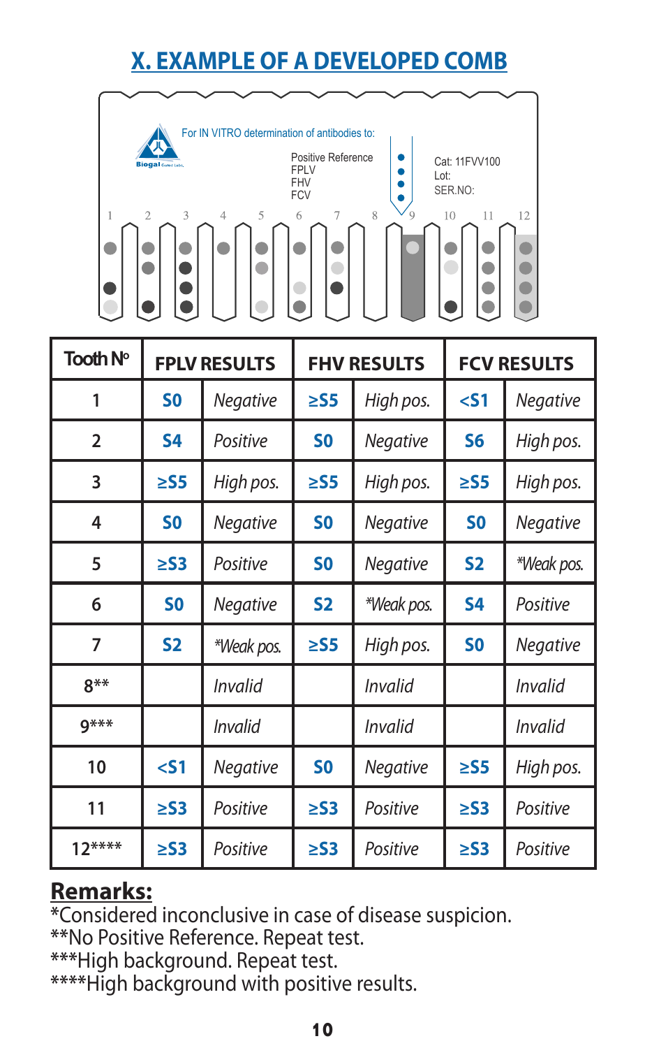# X. EXAMPLE OF A DEVELOPED COMB

For IN VITRO determination of antibodies to:

Positive Reference
FPLV
FHV
FCV

Cat: 11FVV100
Lot:
SER.NO:

1 2 3 4 5 6 7 8 9 10 11 12

| Tooth Nº | FPLV RESULTS | | FHV RESULTS | | FCV RESULTS | |
|---|---|---|---|---|---|---|
| 1 | S0 | *Negative* | ≥S5 | *High pos.* | <S1 | *Negative* |
| 2 | S4 | *Positive* | S0 | *Negative* | S6 | *High pos.* |
| 3 | ≥S5 | *High pos.* | ≥S5 | *High pos.* | ≥S5 | *High pos.* |
| 4 | S0 | *Negative* | S0 | *Negative* | S0 | *Negative* |
| 5 | ≥S3 | *Positive* | S0 | *Negative* | S2 | **Weak pos.* |
| 6 | S0 | *Negative* | S2 | **Weak pos.* | S4 | *Positive* |
| 7 | S2 | **Weak pos.* | ≥S5 | *High pos.* | S0 | *Negative* |
| 8** | | *Invalid* | | *Invalid* | | *Invalid* |
| 9*** | | *Invalid* | | *Invalid* | | *Invalid* |
| 10 | <S1 | *Negative* | S0 | *Negative* | ≥S5 | *High pos.* |
| 11 | ≥S3 | *Positive* | ≥S3 | *Positive* | ≥S3 | *Positive* |
| 12**** | ≥S3 | *Positive* | ≥S3 | *Positive* | ≥S3 | *Positive* |

**Remarks:**

*Considered inconclusive in case of disease suspicion.
**No Positive Reference. Repeat test.
***High background. Repeat test.
****High background with positive results.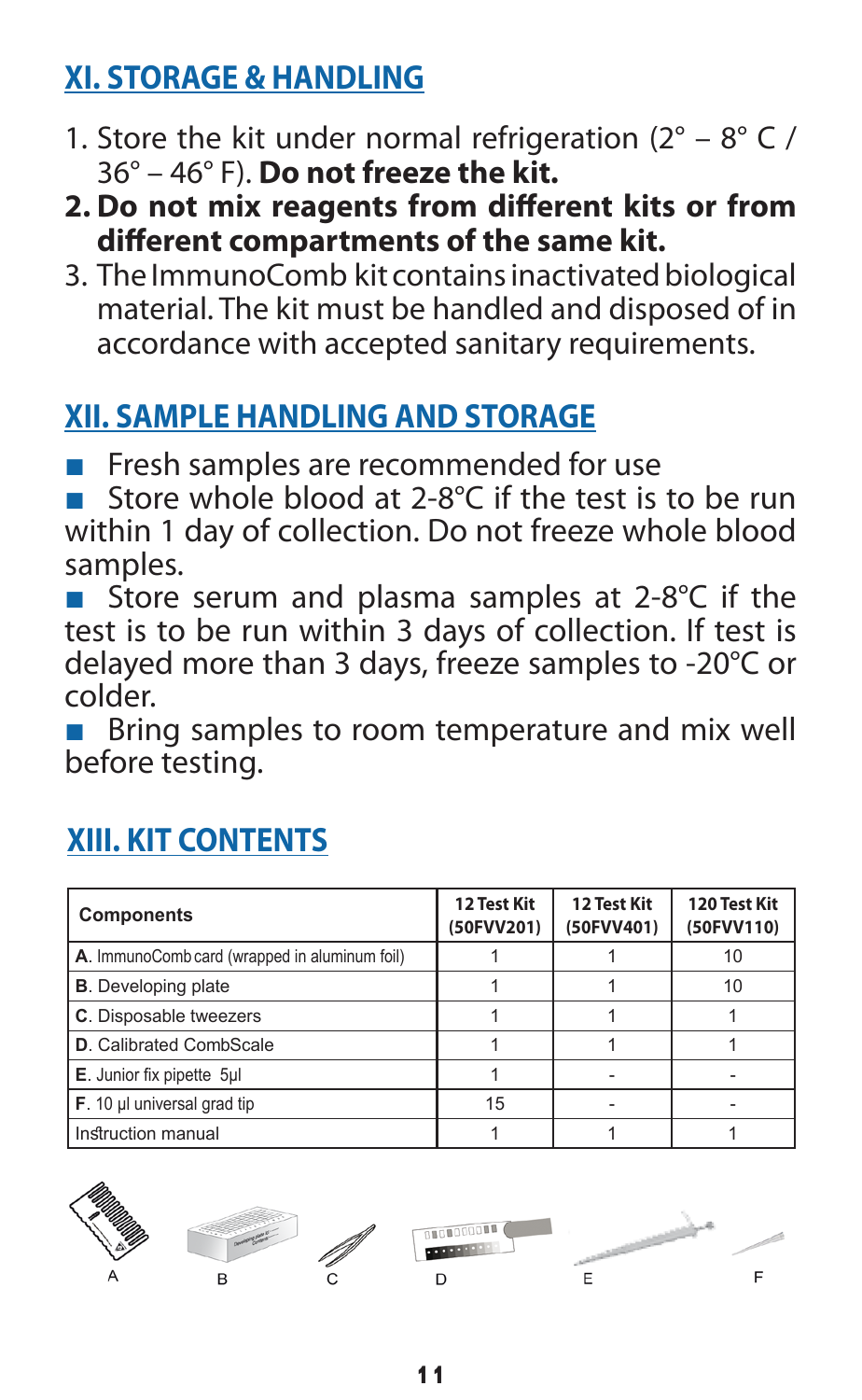## XI. STORAGE & HANDLING

1. Store the kit under normal refrigeration (2° – 8° C / 36° – 46° F). **Do not freeze the kit.**
2. **Do not mix reagents from different kits or from different compartments of the same kit.**
3. The ImmunoComb kit contains inactivated biological material. The kit must be handled and disposed of in accordance with accepted sanitary requirements.

## XII. SAMPLE HANDLING AND STORAGE

- Fresh samples are recommended for use
- Store whole blood at 2-8°C if the test is to be run within 1 day of collection. Do not freeze whole blood samples.
- Store serum and plasma samples at 2-8°C if the test is to be run within 3 days of collection. If test is delayed more than 3 days, freeze samples to -20°C or colder.
- Bring samples to room temperature and mix well before testing.

## XIII. KIT CONTENTS

| Components | 12 Test Kit (50FVV201) | 12 Test Kit (50FVV401) | 120 Test Kit (50FVV110) |
|---|---|---|---|
| **A**. ImmunoComb card (wrapped in aluminum foil) | 1 | 1 | 10 |
| **B**. Developing plate | 1 | 1 | 10 |
| **C**. Disposable tweezers | 1 | 1 | 1 |
| **D**. Calibrated CombScale | 1 | 1 | 1 |
| **E**. Junior fix pipette 5µl | 1 | - | - |
| **F**. 10 µl universal grad tip | 15 | - | - |
| Instruction manual | 1 | 1 | 1 |

A B C D E F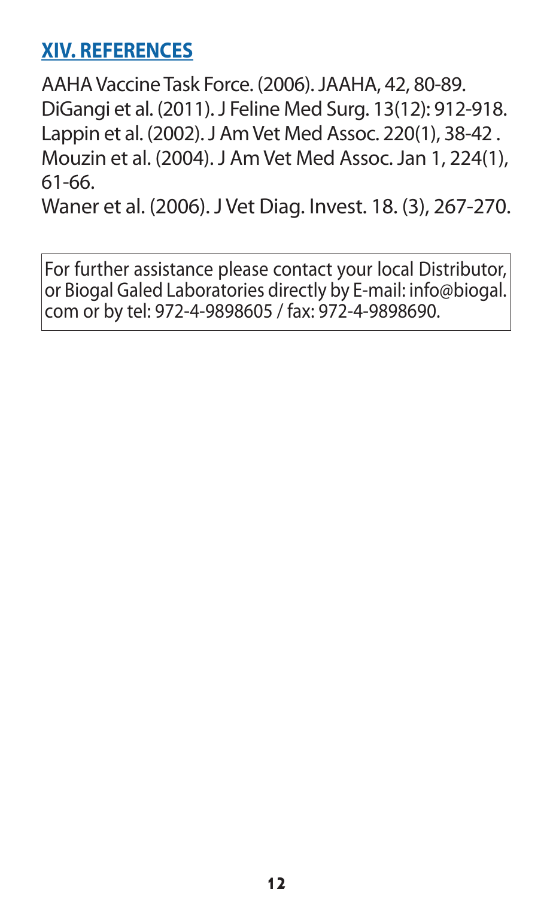## XIV. REFERENCES

AAHA Vaccine Task Force. (2006). JAAHA, 42, 80-89.
DiGangi et al. (2011). J Feline Med Surg. 13(12): 912-918.
Lappin et al. (2002). J Am Vet Med Assoc. 220(1), 38-42 .
Mouzin et al. (2004). J Am Vet Med Assoc. Jan 1, 224(1), 61-66.
Waner et al. (2006). J Vet Diag. Invest. 18. (3), 267-270.

For further assistance please contact your local Distributor, or Biogal Galed Laboratories directly by E-mail: info@biogal.com or by tel: 972-4-9898605 / fax: 972-4-9898690.